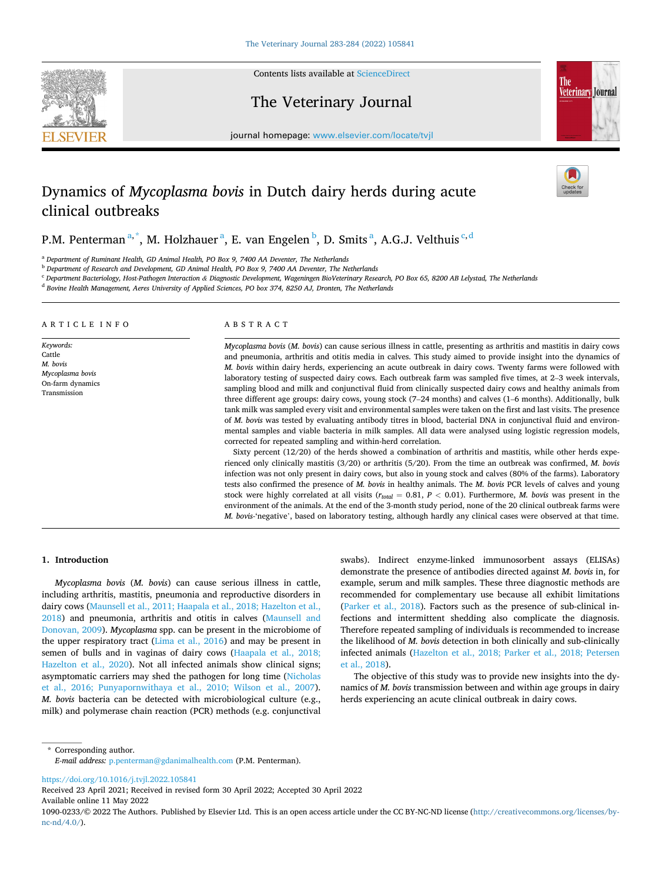# Dynamics of *Mycoplasma bovis* in Dutch dairy herds during acute clinical outbreaks

P.M. Penterman [a,*], M. Holzhauer [a], E. van Engelen [b], D. Smits [a], A.G.J. Velthuis [c,d]

[a] Department of Ruminant Health, GD Animal Health, PO Box 9, 7400 AA Deventer, The Netherlands
[b] Department of Research and Development, GD Animal Health, PO Box 9, 7400 AA Deventer, The Netherlands
[c] Department Bacteriology, Host-Pathogen Interaction & Diagnostic Development, Wageningen BioVeterinary Research, PO Box 65, 8200 AB Lelystad, The Netherlands
[d] Bovine Health Management, Aeres University of Applied Sciences, PO box 374, 8250 AJ, Dronten, The Netherlands

## ARTICLE INFO

*Keywords:*
Cattle
*M. bovis*
*Mycoplasma bovis*
On-farm dynamics
Transmission

## ABSTRACT

*Mycoplasma bovis* (*M. bovis*) can cause serious illness in cattle, presenting as arthritis and mastitis in dairy cows and pneumonia, arthritis and otitis media in calves. This study aimed to provide insight into the dynamics of *M. bovis* within dairy herds, experiencing an acute outbreak in dairy cows. Twenty farms were followed with laboratory testing of suspected dairy cows. Each outbreak farm was sampled five times, at 2–3 week intervals, sampling blood and milk and conjunctival fluid from clinically suspected dairy cows and healthy animals from three different age groups: dairy cows, young stock (7–24 months) and calves (1–6 months). Additionally, bulk tank milk was sampled every visit and environmental samples were taken on the first and last visits. The presence of *M. bovis* was tested by evaluating antibody titres in blood, bacterial DNA in conjunctival fluid and environmental samples and viable bacteria in milk samples. All data were analysed using logistic regression models, corrected for repeated sampling and within-herd correlation.

Sixty percent (12/20) of the herds showed a combination of arthritis and mastitis, while other herds experienced only clinically mastitis (3/20) or arthritis (5/20). From the time an outbreak was confirmed, *M. bovis* infection was not only present in dairy cows, but also in young stock and calves (80% of the farms). Laboratory tests also confirmed the presence of *M. bovis* in healthy animals. The *M. bovis* PCR levels of calves and young stock were highly correlated at all visits ($r_{total} = 0.81$, $P < 0.01$). Furthermore, *M. bovis* was present in the environment of the animals. At the end of the 3-month study period, none of the 20 clinical outbreak farms were *M. bovis*-'negative', based on laboratory testing, although hardly any clinical cases were observed at that time.

## 1. Introduction

*Mycoplasma bovis* (*M. bovis*) can cause serious illness in cattle, including arthritis, mastitis, pneumonia and reproductive disorders in dairy cows (Maunsell et al., 2011; Haapala et al., 2018; Hazelton et al., 2018) and pneumonia, arthritis and otitis in calves (Maunsell and Donovan, 2009). *Mycoplasma* spp. can be present in the microbiome of the upper respiratory tract (Lima et al., 2016) and may be present in semen of bulls and in vaginas of dairy cows (Haapala et al., 2018; Hazelton et al., 2020). Not all infected animals show clinical signs; asymptomatic carriers may shed the pathogen for long time (Nicholas et al., 2016; Punyapornwithaya et al., 2010; Wilson et al., 2007). *M. bovis* bacteria can be detected with microbiological culture (e.g., milk) and polymerase chain reaction (PCR) methods (e.g. conjunctival swabs). Indirect enzyme-linked immunosorbent assays (ELISAs) demonstrate the presence of antibodies directed against *M. bovis* in, for example, serum and milk samples. These three diagnostic methods are recommended for complementary use because all exhibit limitations (Parker et al., 2018). Factors such as the presence of sub-clinical infections and intermittent shedding also complicate the diagnosis. Therefore repeated sampling of individuals is recommended to increase the likelihood of *M. bovis* detection in both clinically and sub-clinically infected animals (Hazelton et al., 2018; Parker et al., 2018; Petersen et al., 2018).

The objective of this study was to provide new insights into the dynamics of *M. bovis* transmission between and within age groups in dairy herds experiencing an acute clinical outbreak in dairy cows.

\* Corresponding author.
*E-mail address:* p.penterman@gdanimalhealth.com (P.M. Penterman).

https://doi.org/10.1016/j.tvjl.2022.105841
Received 23 April 2021; Received in revised form 30 April 2022; Accepted 30 April 2022
Available online 11 May 2022
1090-0233/© 2022 The Authors. Published by Elsevier Ltd. This is an open access article under the CC BY-NC-ND license (http://creativecommons.org/licenses/by-nc-nd/4.0/).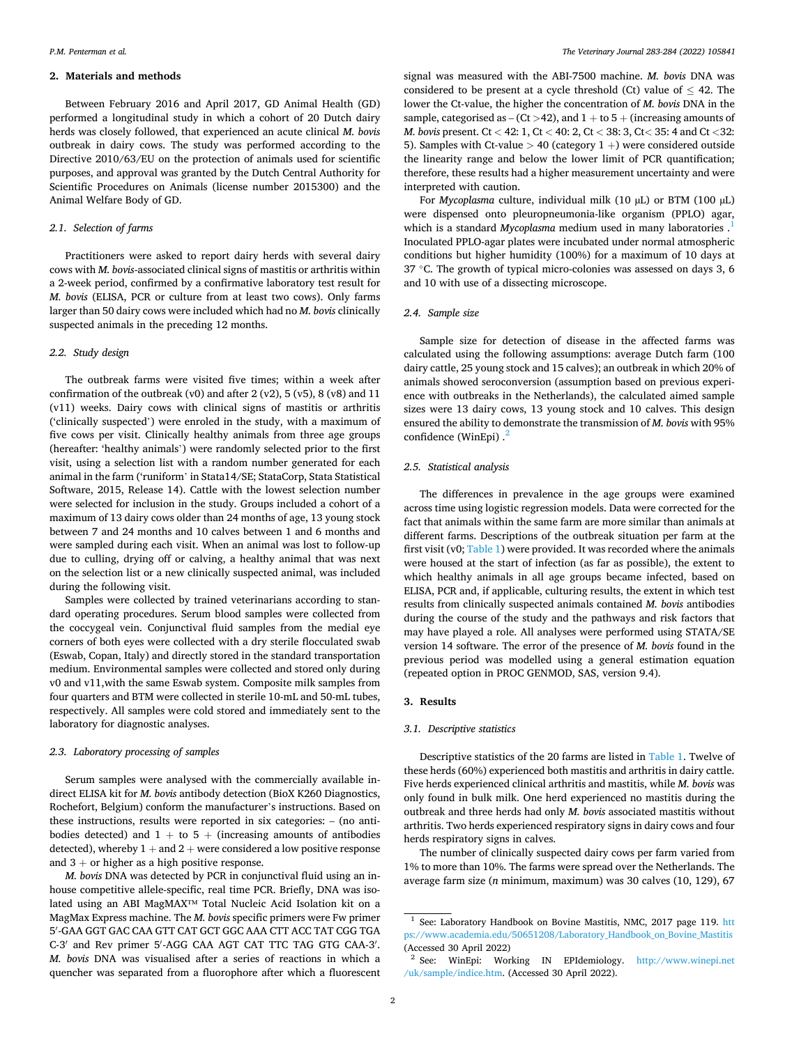## 2. Materials and methods

Between February 2016 and April 2017, GD Animal Health (GD) performed a longitudinal study in which a cohort of 20 Dutch dairy herds was closely followed, that experienced an acute clinical *M. bovis* outbreak in dairy cows. The study was performed according to the Directive 2010/63/EU on the protection of animals used for scientific purposes, and approval was granted by the Dutch Central Authority for Scientific Procedures on Animals (license number 2015300) and the Animal Welfare Body of GD.

### 2.1. Selection of farms

Practitioners were asked to report dairy herds with several dairy cows with *M. bovis*-associated clinical signs of mastitis or arthritis within a 2-week period, confirmed by a confirmative laboratory test result for *M. bovis* (ELISA, PCR or culture from at least two cows). Only farms larger than 50 dairy cows were included which had no *M. bovis* clinically suspected animals in the preceding 12 months.

### 2.2. Study design

The outbreak farms were visited five times; within a week after confirmation of the outbreak (v0) and after 2 (v2), 5 (v5), 8 (v8) and 11 (v11) weeks. Dairy cows with clinical signs of mastitis or arthritis ('clinically suspected') were enroled in the study, with a maximum of five cows per visit. Clinically healthy animals from three age groups (hereafter: 'healthy animals') were randomly selected prior to the first visit, using a selection list with a random number generated for each animal in the farm ('runiform' in Stata14/SE; StataCorp, Stata Statistical Software, 2015, Release 14). Cattle with the lowest selection number were selected for inclusion in the study. Groups included a cohort of a maximum of 13 dairy cows older than 24 months of age, 13 young stock between 7 and 24 months and 10 calves between 1 and 6 months and were sampled during each visit. When an animal was lost to follow-up due to culling, drying off or calving, a healthy animal that was next on the selection list or a new clinically suspected animal, was included during the following visit.

Samples were collected by trained veterinarians according to standard operating procedures. Serum blood samples were collected from the coccygeal vein. Conjunctival fluid samples from the medial eye corners of both eyes were collected with a dry sterile flocculated swab (Eswab, Copan, Italy) and directly stored in the standard transportation medium. Environmental samples were collected and stored only during v0 and v11,with the same Eswab system. Composite milk samples from four quarters and BTM were collected in sterile 10-mL and 50-mL tubes, respectively. All samples were cold stored and immediately sent to the laboratory for diagnostic analyses.

### 2.3. Laboratory processing of samples

Serum samples were analysed with the commercially available indirect ELISA kit for *M. bovis* antibody detection (BioX K260 Diagnostics, Rochefort, Belgium) conform the manufacturer's instructions. Based on these instructions, results were reported in six categories: – (no antibodies detected) and 1 + to 5 + (increasing amounts of antibodies detected), whereby 1 + and 2 + were considered a low positive response and 3 + or higher as a high positive response.

*M. bovis* DNA was detected by PCR in conjunctival fluid using an in-house competitive allele-specific, real time PCR. Briefly, DNA was isolated using an ABI MagMAX™ Total Nucleic Acid Isolation kit on a MagMax Express machine. The *M. bovis* specific primers were Fw primer 5′-GAA GGT GAC CAA GTT CAT GCT GGC AAA CTT ACC TAT CGG TGA C-3′ and Rev primer 5′-AGG CAA AGT CAT TTC TAG GTG CAA-3′. *M. bovis* DNA was visualised after a series of reactions in which a quencher was separated from a fluorophore after which a fluorescent signal was measured with the ABI-7500 machine. *M. bovis* DNA was considered to be present at a cycle threshold (Ct) value of ≤ 42. The lower the Ct-value, the higher the concentration of *M. bovis* DNA in the sample, categorised as – (Ct >42), and 1 + to 5 + (increasing amounts of *M. bovis* present. Ct < 42: 1, Ct < 40: 2, Ct < 38: 3, Ct< 35: 4 and Ct <32: 5). Samples with Ct-value > 40 (category 1 +) were considered outside the linearity range and below the lower limit of PCR quantification; therefore, these results had a higher measurement uncertainty and were interpreted with caution.

For *Mycoplasma* culture, individual milk (10 μL) or BTM (100 μL) were dispensed onto pleuropneumonia-like organism (PPLO) agar, which is a standard *Mycoplasma* medium used in many laboratories .[1] Inoculated PPLO-agar plates were incubated under normal atmospheric conditions but higher humidity (100%) for a maximum of 10 days at 37 °C. The growth of typical micro-colonies was assessed on days 3, 6 and 10 with use of a dissecting microscope.

### 2.4. Sample size

Sample size for detection of disease in the affected farms was calculated using the following assumptions: average Dutch farm (100 dairy cattle, 25 young stock and 15 calves); an outbreak in which 20% of animals showed seroconversion (assumption based on previous experience with outbreaks in the Netherlands), the calculated aimed sample sizes were 13 dairy cows, 13 young stock and 10 calves. This design ensured the ability to demonstrate the transmission of *M. bovis* with 95% confidence (WinEpi) .[2]

### 2.5. Statistical analysis

The differences in prevalence in the age groups were examined across time using logistic regression models. Data were corrected for the fact that animals within the same farm are more similar than animals at different farms. Descriptions of the outbreak situation per farm at the first visit (v0; Table 1) were provided. It was recorded where the animals were housed at the start of infection (as far as possible), the extent to which healthy animals in all age groups became infected, based on ELISA, PCR and, if applicable, culturing results, the extent in which test results from clinically suspected animals contained *M. bovis* antibodies during the course of the study and the pathways and risk factors that may have played a role. All analyses were performed using STATA/SE version 14 software. The error of the presence of *M. bovis* found in the previous period was modelled using a general estimation equation (repeated option in PROC GENMOD, SAS, version 9.4).

## 3. Results

### 3.1. Descriptive statistics

Descriptive statistics of the 20 farms are listed in Table 1. Twelve of these herds (60%) experienced both mastitis and arthritis in dairy cattle. Five herds experienced clinical arthritis and mastitis, while *M. bovis* was only found in bulk milk. One herd experienced no mastitis during the outbreak and three herds had only *M. bovis* associated mastitis without arthritis. Two herds experienced respiratory signs in dairy cows and four herds respiratory signs in calves.

The number of clinically suspected dairy cows per farm varied from 1% to more than 10%. The farms were spread over the Netherlands. The average farm size (*n* minimum, maximum) was 30 calves (10, 129), 67

[1] See: Laboratory Handbook on Bovine Mastitis, NMC, 2017 page 119. https://www.academia.edu/50651208/Laboratory_Handbook_on_Bovine_Mastitis (Accessed 30 April 2022)

[2] See: WinEpi: Working IN EPIdemiology. http://www.winepi.net/uk/sample/indice.htm. (Accessed 30 April 2022).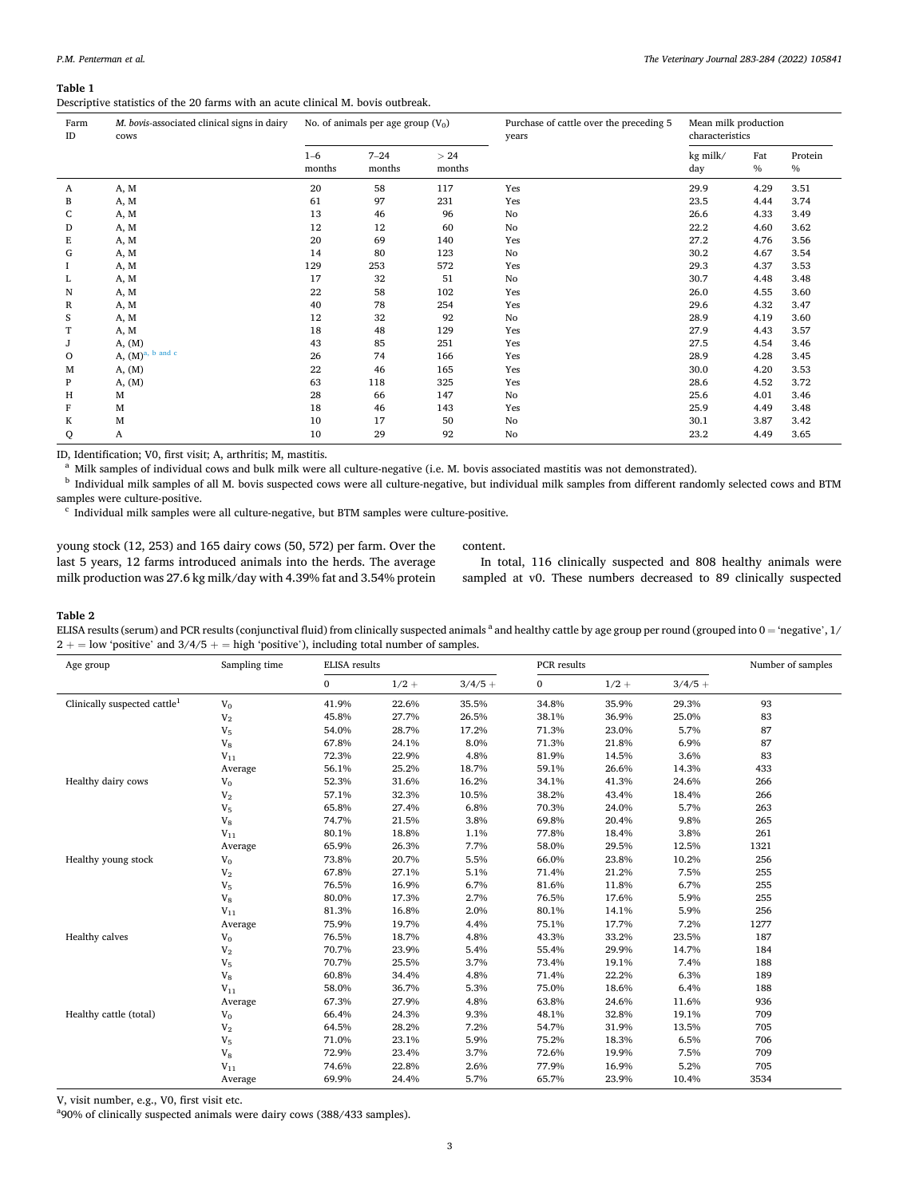**Table 1**
Descriptive statistics of the 20 farms with an acute clinical M. bovis outbreak.

| Farm ID | *M. bovis*-associated clinical signs in dairy cows | No. of animals per age group ($V_0$) | | | Purchase of cattle over the preceding 5 years | Mean milk production characteristics | | |
|---|---|---|---|---|---|---|---|---|
| | | 1–6 months | 7–24 months | > 24 months | | kg milk/day | Fat % | Protein % |
| A | A, M | 20 | 58 | 117 | Yes | 29.9 | 4.29 | 3.51 |
| B | A, M | 61 | 97 | 231 | Yes | 23.5 | 4.44 | 3.74 |
| C | A, M | 13 | 46 | 96 | No | 26.6 | 4.33 | 3.49 |
| D | A, M | 12 | 12 | 60 | No | 22.2 | 4.60 | 3.62 |
| E | A, M | 20 | 69 | 140 | Yes | 27.2 | 4.76 | 3.56 |
| G | A, M | 14 | 80 | 123 | No | 30.2 | 4.67 | 3.54 |
| I | A, M | 129 | 253 | 572 | Yes | 29.3 | 4.37 | 3.53 |
| L | A, M | 17 | 32 | 51 | No | 30.7 | 4.48 | 3.48 |
| N | A, M | 22 | 58 | 102 | Yes | 26.0 | 4.55 | 3.60 |
| R | A, M | 40 | 78 | 254 | Yes | 29.6 | 4.32 | 3.47 |
| S | A, M | 12 | 32 | 92 | No | 28.9 | 4.19 | 3.60 |
| T | A, M | 18 | 48 | 129 | Yes | 27.9 | 4.43 | 3.57 |
| J | A, (M) | 43 | 85 | 251 | Yes | 27.5 | 4.54 | 3.46 |
| O | A, (M)[a, b and c] | 26 | 74 | 166 | Yes | 28.9 | 4.28 | 3.45 |
| M | A, (M) | 22 | 46 | 165 | Yes | 30.0 | 4.20 | 3.53 |
| P | A, (M) | 63 | 118 | 325 | Yes | 28.6 | 4.52 | 3.72 |
| H | M | 28 | 66 | 147 | No | 25.6 | 4.01 | 3.46 |
| F | M | 18 | 46 | 143 | Yes | 25.9 | 4.49 | 3.48 |
| K | M | 10 | 17 | 50 | No | 30.1 | 3.87 | 3.42 |
| Q | A | 10 | 29 | 92 | No | 23.2 | 4.49 | 3.65 |

ID, Identification; V0, first visit; A, arthritis; M, mastitis.

[a] Milk samples of individual cows and bulk milk were all culture-negative (i.e. M. bovis associated mastitis was not demonstrated).

[b] Individual milk samples of all M. bovis suspected cows were all culture-negative, but individual milk samples from different randomly selected cows and BTM samples were culture-positive.

[c] Individual milk samples were all culture-negative, but BTM samples were culture-positive.

young stock (12, 253) and 165 dairy cows (50, 572) per farm. Over the last 5 years, 12 farms introduced animals into the herds. The average milk production was 27.6 kg milk/day with 4.39% fat and 3.54% protein content.

In total, 116 clinically suspected and 808 healthy animals were sampled at v0. These numbers decreased to 89 clinically suspected

**Table 2**
ELISA results (serum) and PCR results (conjunctival fluid) from clinically suspected animals [a] and healthy cattle by age group per round (grouped into 0 = 'negative', 1/2 + = low 'positive' and 3/4/5 + = high 'positive'), including total number of samples.

| Age group | Sampling time | ELISA results | | | PCR results | | | Number of samples |
|---|---|---|---|---|---|---|---|---|
| | | 0 | 1/2 + | 3/4/5 + | 0 | 1/2 + | 3/4/5 + | |
| Clinically suspected cattle[1] | $V_0$ | 41.9% | 22.6% | 35.5% | 34.8% | 35.9% | 29.3% | 93 |
| | $V_2$ | 45.8% | 27.7% | 26.5% | 38.1% | 36.9% | 25.0% | 83 |
| | $V_5$ | 54.0% | 28.7% | 17.2% | 71.3% | 23.0% | 5.7% | 87 |
| | $V_8$ | 67.8% | 24.1% | 8.0% | 71.3% | 21.8% | 6.9% | 87 |
| | $V_{11}$ | 72.3% | 22.9% | 4.8% | 81.9% | 14.5% | 3.6% | 83 |
| | Average | 56.1% | 25.2% | 18.7% | 59.1% | 26.6% | 14.3% | 433 |
| Healthy dairy cows | $V_0$ | 52.3% | 31.6% | 16.2% | 34.1% | 41.3% | 24.6% | 266 |
| | $V_2$ | 57.1% | 32.3% | 10.5% | 38.2% | 43.4% | 18.4% | 266 |
| | $V_5$ | 65.8% | 27.4% | 6.8% | 70.3% | 24.0% | 5.7% | 263 |
| | $V_8$ | 74.7% | 21.5% | 3.8% | 69.8% | 20.4% | 9.8% | 265 |
| | $V_{11}$ | 80.1% | 18.8% | 1.1% | 77.8% | 18.4% | 3.8% | 261 |
| | Average | 65.9% | 26.3% | 7.7% | 58.0% | 29.5% | 12.5% | 1321 |
| Healthy young stock | $V_0$ | 73.8% | 20.7% | 5.5% | 66.0% | 23.8% | 10.2% | 256 |
| | $V_2$ | 67.8% | 27.1% | 5.1% | 71.4% | 21.2% | 7.5% | 255 |
| | $V_5$ | 76.5% | 16.9% | 6.7% | 81.6% | 11.8% | 6.7% | 255 |
| | $V_8$ | 80.0% | 17.3% | 2.7% | 76.5% | 17.6% | 5.9% | 255 |
| | $V_{11}$ | 81.3% | 16.8% | 2.0% | 80.1% | 14.1% | 5.9% | 256 |
| | Average | 75.9% | 19.7% | 4.4% | 75.1% | 17.7% | 7.2% | 1277 |
| Healthy calves | $V_0$ | 76.5% | 18.7% | 4.8% | 43.3% | 33.2% | 23.5% | 187 |
| | $V_2$ | 70.7% | 23.9% | 5.4% | 55.4% | 29.9% | 14.7% | 184 |
| | $V_5$ | 70.7% | 25.5% | 3.7% | 73.4% | 19.1% | 7.4% | 188 |
| | $V_8$ | 60.8% | 34.4% | 4.8% | 71.4% | 22.2% | 6.3% | 189 |
| | $V_{11}$ | 58.0% | 36.7% | 5.3% | 75.0% | 18.6% | 6.4% | 188 |
| | Average | 67.3% | 27.9% | 4.8% | 63.8% | 24.6% | 11.6% | 936 |
| Healthy cattle (total) | $V_0$ | 66.4% | 24.3% | 9.3% | 48.1% | 32.8% | 19.1% | 709 |
| | $V_2$ | 64.5% | 28.2% | 7.2% | 54.7% | 31.9% | 13.5% | 705 |
| | $V_5$ | 71.0% | 23.1% | 5.9% | 75.2% | 18.3% | 6.5% | 706 |
| | $V_8$ | 72.9% | 23.4% | 3.7% | 72.6% | 19.9% | 7.5% | 709 |
| | $V_{11}$ | 74.6% | 22.8% | 2.6% | 77.9% | 16.9% | 5.2% | 705 |
| | Average | 69.9% | 24.4% | 5.7% | 65.7% | 23.9% | 10.4% | 3534 |

V, visit number, e.g., V0, first visit etc.

[a] 90% of clinically suspected animals were dairy cows (388/433 samples).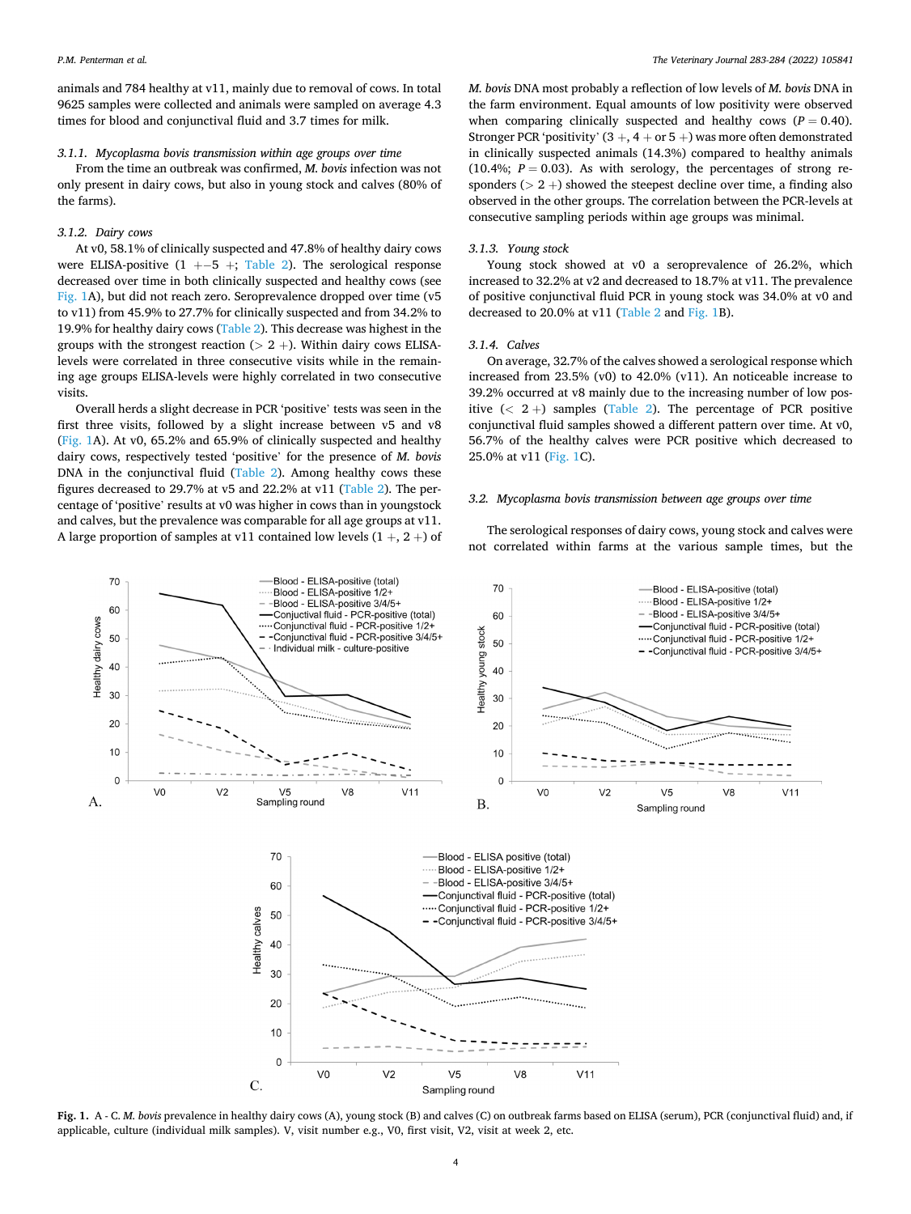animals and 784 healthy at v11, mainly due to removal of cows. In total 9625 samples were collected and animals were sampled on average 4.3 times for blood and conjunctival fluid and 3.7 times for milk.

#### 3.1.1. *Mycoplasma bovis transmission within age groups over time*

From the time an outbreak was confirmed, *M. bovis* infection was not only present in dairy cows, but also in young stock and calves (80% of the farms).

#### 3.1.2. *Dairy cows*

At v0, 58.1% of clinically suspected and 47.8% of healthy dairy cows were ELISA-positive (1 +–5 +; Table 2). The serological response decreased over time in both clinically suspected and healthy cows (see Fig. 1A), but did not reach zero. Seroprevalence dropped over time (v5 to v11) from 45.9% to 27.7% for clinically suspected and from 34.2% to 19.9% for healthy dairy cows (Table 2). This decrease was highest in the groups with the strongest reaction (> 2 +). Within dairy cows ELISA-levels were correlated in three consecutive visits while in the remaining age groups ELISA-levels were highly correlated in two consecutive visits.

Overall herds a slight decrease in PCR 'positive' tests was seen in the first three visits, followed by a slight increase between v5 and v8 (Fig. 1A). At v0, 65.2% and 65.9% of clinically suspected and healthy dairy cows, respectively tested 'positive' for the presence of *M. bovis* DNA in the conjunctival fluid (Table 2). Among healthy cows these figures decreased to 29.7% at v5 and 22.2% at v11 (Table 2). The percentage of 'positive' results at v0 was higher in cows than in youngstock and calves, but the prevalence was comparable for all age groups at v11. A large proportion of samples at v11 contained low levels (1 +, 2 +) of *M. bovis* DNA most probably a reflection of low levels of *M. bovis* DNA in the farm environment. Equal amounts of low positivity were observed when comparing clinically suspected and healthy cows ($P = 0.40$). Stronger PCR 'positivity' (3 +, 4 + or 5 +) was more often demonstrated in clinically suspected animals (14.3%) compared to healthy animals (10.4%; $P = 0.03$). As with serology, the percentages of strong responders (> 2 +) showed the steepest decline over time, a finding also observed in the other groups. The correlation between the PCR-levels at consecutive sampling periods within age groups was minimal.

#### 3.1.3. *Young stock*

Young stock showed at v0 a seroprevalence of 26.2%, which increased to 32.2% at v2 and decreased to 18.7% at v11. The prevalence of positive conjunctival fluid PCR in young stock was 34.0% at v0 and decreased to 20.0% at v11 (Table 2 and Fig. 1B).

#### 3.1.4. *Calves*

On average, 32.7% of the calves showed a serological response which increased from 23.5% (v0) to 42.0% (v11). An noticeable increase to 39.2% occurred at v8 mainly due to the increasing number of low positive (< 2 +) samples (Table 2). The percentage of PCR positive conjunctival fluid samples showed a different pattern over time. At v0, 56.7% of the healthy calves were PCR positive which decreased to 25.0% at v11 (Fig. 1C).

### 3.2. *Mycoplasma bovis transmission between age groups over time*

The serological responses of dairy cows, young stock and calves were not correlated within farms at the various sample times, but the

**Fig. 1.** A - C. *M. bovis* prevalence in healthy dairy cows (A), young stock (B) and calves (C) on outbreak farms based on ELISA (serum), PCR (conjunctival fluid) and, if applicable, culture (individual milk samples). V, visit number e.g., V0, first visit, V2, visit at week 2, etc.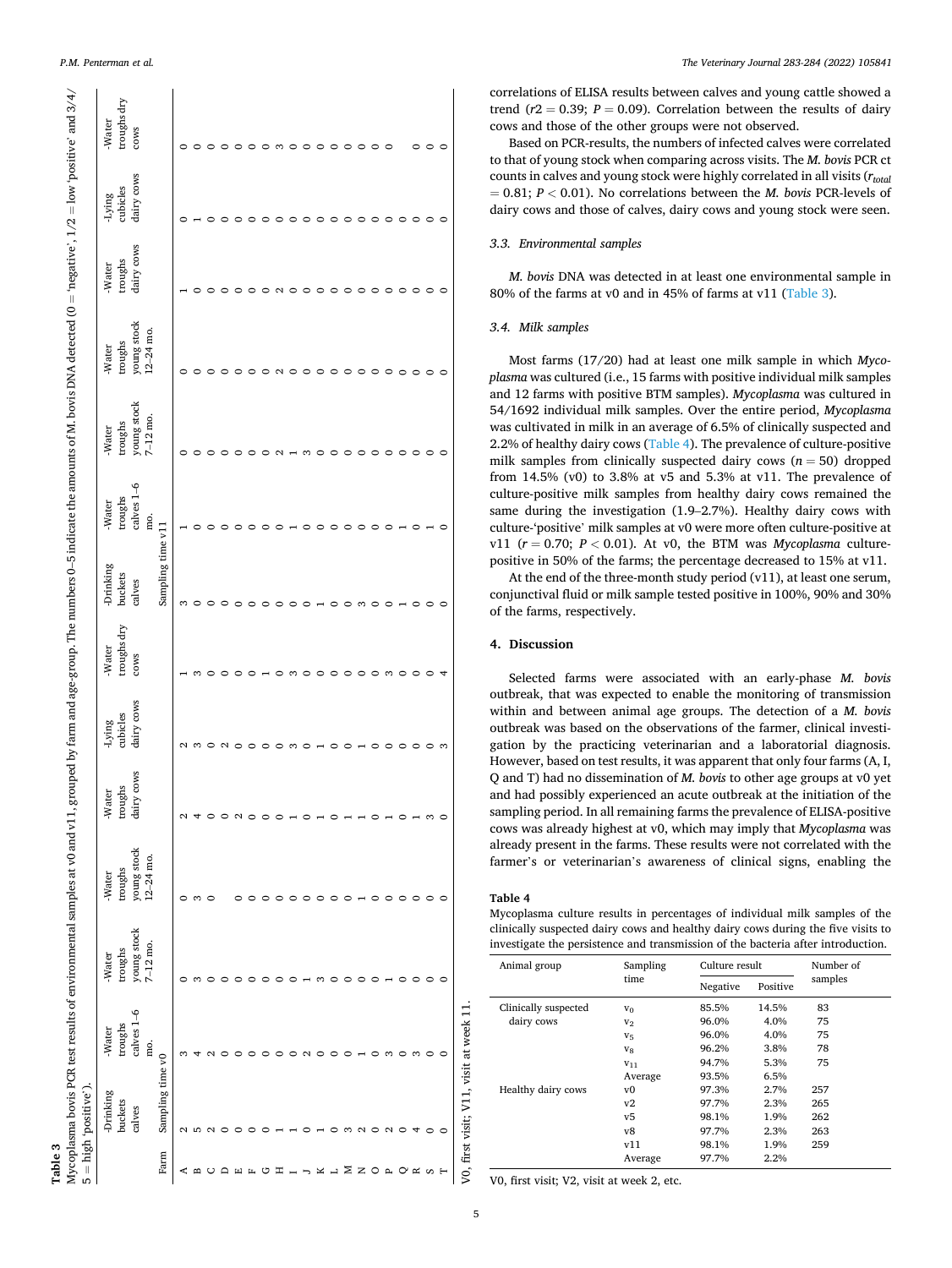**Table 3**

Mycoplasma bovis PCR test results of environmental samples at v0 and v11, grouped by farm and age-group. The numbers 0–5 indicate the amounts of M. bovis DNA detected (0 = 'negative', 1/2 = low 'positive' and 3/4/5 = high 'positive').

| Farm | Sampling time v0 | | | | | | | Sampling time v11 | | | | | | |
|---|---|---|---|---|---|---|---|---|---|---|---|---|---|---|
| | -Drinking buckets calves | -Water troughs calves 1–6 mo. | -Water troughs young stock 7–12 mo. | -Water troughs young stock 12–24 mo. | -Water troughs dairy cows | -Lying cubicles dairy cows | -Water troughs dry cows | -Drinking buckets calves | -Water troughs calves 1–6 mo. | -Water troughs young stock 7–12 mo. | -Water troughs young stock 12–24 mo. | -Water troughs dairy cows | -Lying cubicles dairy cows | -Water troughs dry cows |
| A | 2 | 3 | 0 | 0 | 2 | 2 | 1 | 3 | 1 | 0 | 0 | 1 | 0 | 0 |
| B | 5 | 4 | 3 | 3 | 4 | 3 | 3 | 0 | 0 | 0 | 0 | 0 | 1 | 0 |
| C | 2 | 2 | 0 | 0 | 0 | 0 | 0 | 0 | 0 | 0 | 0 | 0 | 0 | 0 |
| D | 0 | 0 | 0 | | 0 | 2 | 0 | 0 | 0 | 0 | 0 | 0 | 0 | 0 |
| E | 0 | 0 | 0 | 0 | 2 | 0 | 0 | 0 | 0 | 0 | 0 | 0 | 0 | 0 |
| F | 0 | 0 | 0 | 0 | 0 | 0 | 0 | 0 | 0 | 0 | 0 | 0 | 0 | 0 |
| G | 0 | 0 | 0 | 0 | 0 | 0 | 1 | 0 | 0 | 0 | 0 | 0 | 0 | 0 |
| H | 1 | 0 | 0 | 0 | 0 | 0 | 0 | 0 | 0 | 0 | 0 | 0 | 0 | 0 |
| I | 1 | 0 | 0 | 0 | 1 | 3 | 3 | 0 | 0 | 2 | 2 | 2 | 0 | 3 |
| J | 0 | 2 | 1 | 0 | 0 | 0 | 0 | 0 | 1 | 1 | 0 | 0 | 0 | 0 |
| K | 1 | 0 | 3 | 0 | 1 | 1 | 0 | 1 | 0 | 3 | 0 | 0 | 0 | 0 |
| L | 0 | 0 | 0 | 0 | 0 | 0 | 0 | 0 | 0 | 0 | 0 | 0 | 0 | 0 |
| M | 3 | 0 | 0 | 0 | 1 | 0 | 0 | 0 | 0 | 0 | 0 | 0 | 0 | 0 |
| N | 2 | 1 | 0 | 1 | 1 | 1 | 0 | 0 | 0 | 0 | 0 | 0 | 0 | 0 |
| O | 0 | 0 | 0 | 0 | 0 | 0 | 0 | 3 | 0 | 0 | 0 | 0 | 0 | 0 |
| P | 2 | 3 | 1 | 0 | 1 | 0 | 3 | 0 | 0 | 0 | 0 | 0 | 0 | 0 |
| Q | 0 | 0 | 0 | 0 | 0 | 0 | 0 | 1 | 1 | 0 | 0 | 0 | 0 | |
| R | 4 | 3 | 0 | 0 | 1 | 0 | 0 | 0 | 0 | 0 | 0 | 0 | 0 | 0 |
| S | 0 | 0 | 0 | 0 | 3 | 0 | 0 | 0 | 1 | 0 | 0 | 0 | 0 | 0 |
| T | 0 | 0 | 0 | 0 | 0 | 3 | 4 | 0 | 0 | 0 | 0 | 0 | 0 | 0 |

V0, first visit; V11, visit at week 11.

correlations of ELISA results between calves and young cattle showed a trend ($r2 = 0.39$; $P = 0.09$). Correlation between the results of dairy cows and those of the other groups were not observed.

Based on PCR-results, the numbers of infected calves were correlated to that of young stock when comparing across visits. The *M. bovis* PCR ct counts in calves and young stock were highly correlated in all visits ($r_{total} = 0.81$; $P < 0.01$). No correlations between the *M. bovis* PCR-levels of dairy cows and those of calves, dairy cows and young stock were seen.

### 3.3. Environmental samples

*M. bovis* DNA was detected in at least one environmental sample in 80% of the farms at v0 and in 45% of farms at v11 (Table 3).

### 3.4. Milk samples

Most farms (17/20) had at least one milk sample in which *Mycoplasma* was cultured (i.e., 15 farms with positive individual milk samples and 12 farms with positive BTM samples). *Mycoplasma* was cultured in 54/1692 individual milk samples. Over the entire period, *Mycoplasma* was cultivated in milk in an average of 6.5% of clinically suspected and 2.2% of healthy dairy cows (Table 4). The prevalence of culture-positive milk samples from clinically suspected dairy cows ($n = 50$) dropped from 14.5% (v0) to 3.8% at v5 and 5.3% at v11. The prevalence of culture-positive milk samples from healthy dairy cows remained the same during the investigation (1.9–2.7%). Healthy dairy cows with culture-'positive' milk samples at v0 were more often culture-positive at v11 ($r = 0.70$; $P < 0.01$). At v0, the BTM was *Mycoplasma* culture-positive in 50% of the farms; the percentage decreased to 15% at v11.

At the end of the three-month study period (v11), at least one serum, conjunctival fluid or milk sample tested positive in 100%, 90% and 30% of the farms, respectively.

## 4. Discussion

Selected farms were associated with an early-phase *M. bovis* outbreak, that was expected to enable the monitoring of transmission within and between animal age groups. The detection of a *M. bovis* outbreak was based on the observations of the farmer, clinical investigation by the practicing veterinarian and a laboratorial diagnosis. However, based on test results, it was apparent that only four farms (A, I, Q and T) had no dissemination of *M. bovis* to other age groups at v0 yet and had possibly experienced an acute outbreak at the initiation of the sampling period. In all remaining farms the prevalence of ELISA-positive cows was already highest at v0, which may imply that *Mycoplasma* was already present in the farms. These results were not correlated with the farmer's or veterinarian's awareness of clinical signs, enabling the

**Table 4**

Mycoplasma culture results in percentages of individual milk samples of the clinically suspected dairy cows and healthy dairy cows during the five visits to investigate the persistence and transmission of the bacteria after introduction.

| Animal group | Sampling time | Culture result | | Number of samples |
|---|---|---|---|---|
| | | Negative | Positive | |
| Clinically suspected dairy cows | $v_0$ | 85.5% | 14.5% | 83 |
| | $v_2$ | 96.0% | 4.0% | 75 |
| | $v_5$ | 96.0% | 4.0% | 75 |
| | $v_8$ | 96.2% | 3.8% | 78 |
| | $v_{11}$ | 94.7% | 5.3% | 75 |
| | Average | 93.5% | 6.5% | |
| Healthy dairy cows | v0 | 97.3% | 2.7% | 257 |
| | v2 | 97.7% | 2.3% | 265 |
| | v5 | 98.1% | 1.9% | 262 |
| | v8 | 97.7% | 2.3% | 263 |
| | v11 | 98.1% | 1.9% | 259 |
| | Average | 97.7% | 2.2% | |

V0, first visit; V2, visit at week 2, etc.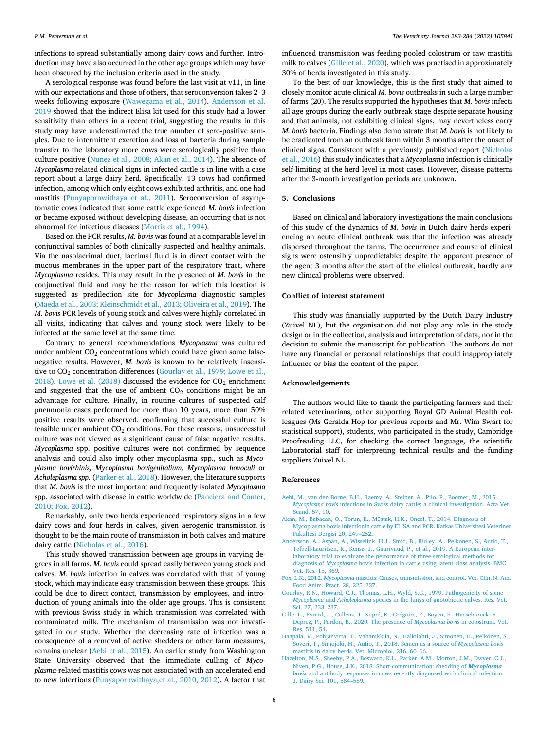infections to spread substantially among dairy cows and further. Introduction may have also occurred in the other age groups which may have been obscured by the inclusion criteria used in the study.

A serological response was found before the last visit at v11, in line with our expectations and those of others, that seroconversion takes 2–3 weeks following exposure (Wawegama et al., 2014). Andersson et al. 2019 showed that the indirect Elisa kit used for this study had a lower sensitivity than others in a recent trial, suggesting the results in this study may have underestimated the true number of sero-positive samples. Due to intermittent excretion and loss of bacteria during sample transfer to the laboratory more cows were serologically positive than culture-positive (Nunez et al., 2008; Akan et al., 2014). The absence of *Mycoplasma*-related clinical signs in infected cattle is in line with a case report about a large dairy herd. Specifically, 13 cows had confirmed infection, among which only eight cows exhibited arthritis, and one had mastitis (Punyapornwithaya et al., 2011). Seroconversion of asymptomatic cows indicated that some cattle experienced *M. bovis* infection or became exposed without developing disease, an occurring that is not abnormal for infectious diseases (Morris et al., 1994).

Based on the PCR results, *M. bovis* was found at a comparable level in conjunctival samples of both clinically suspected and healthy animals. Via the nasolacrimal duct, lacrimal fluid is in direct contact with the mucous membranes in the upper part of the respiratory tract, where *Mycoplasma* resides. This may result in the presence of *M. bovis* in the conjunctival fluid and may be the reason for which this location is suggested as predilection site for *Mycoplasma* diagnostic samples (Maeda et al., 2003; Kleinschmidt et al., 2013; Oliveira et al., 2019). The *M. bovis* PCR levels of young stock and calves were highly correlated in all visits, indicating that calves and young stock were likely to be infected at the same level at the same time.

Contrary to general recommendations *Mycoplasma* was cultured under ambient $CO_2$ concentrations which could have given some false-negative results. However, *M. bovis* is known to be relatively insensitive to $CO_2$ concentration differences (Gourlay et al., 1979; Lowe et al., 2018). Lowe et al. (2018) discussed the evidence for $CO_2$ enrichment and suggested that the use of ambient $CO_2$ conditions might be an advantage for culture. Finally, in routine cultures of suspected calf pneumonia cases performed for more than 10 years, more than 50% positive results were observed, confirming that successful culture is feasible under ambient $CO_2$ conditions. For these reasons, unsuccessful culture was not viewed as a significant cause of false negative results. *Mycoplasma* spp. positive cultures were not confirmed by sequence analysis and could also imply other mycoplasma spp., such as *Mycoplasma bovirhinis, Mycoplasma bovigenitalium, Mycoplasma bovoculi* or *Acholeplasma spp.* (Parker et al., 2018). However, the literature supports that *M. bovis* is the most important and frequently isolated *Mycoplasma* spp. associated with disease in cattle worldwide (Panciera and Confer, 2010; Fox, 2012).

Remarkably, only two herds experienced respiratory signs in a few dairy cows and four herds in calves, given aerogenic transmission is thought to be the main route of transmission in both calves and mature dairy cattle (Nicholas et al., 2016).

This study showed transmission between age groups in varying degrees in all farms. *M. bovis* could spread easily between young stock and calves. *M. bovis* infection in calves was correlated with that of young stock, which may indicate easy transmission between these groups. This could be due to direct contact, transmission by employees, and introduction of young animals into the older age groups. This is consistent with previous Swiss study in which transmission was correlated with contaminated milk. The mechanism of transmission was not investigated in our study. Whether the decreasing rate of infection was a consequence of a removal of active shedders or other farm measures, remains unclear (Aebi et al., 2015). An earlier study from Washington State University observed that the immediate culling of *Mycoplasma*-related mastitis cows was not associated with an accelerated end to new infections (Punyapornwithaya,et al., 2010, 2012). A factor that influenced transmission was feeding pooled colostrum or raw mastitis milk to calves (Gille et al., 2020), which was practised in approximately 30% of herds investigated in this study.

To the best of our knowledge, this is the first study that aimed to closely monitor acute clinical *M. bovis* outbreaks in such a large number of farms (20). The results supported the hypotheses that *M. bovis* infects all age groups during the early outbreak stage despite separate housing and that animals, not exhibiting clinical signs, may nevertheless carry *M. bovis* bacteria. Findings also demonstrate that *M. bovis* is not likely to be eradicated from an outbreak farm within 3 months after the onset of clinical signs. Consistent with a previously published report (Nicholas et al., 2016) this study indicates that a *Mycoplasma* infection is clinically self-limiting at the herd level in most cases. However, disease patterns after the 3-month investigation periods are unknown.

## 5. Conclusions

Based on clinical and laboratory investigations the main conclusions of this study of the dynamics of *M. bovis* in Dutch dairy herds experiencing an acute clinical outbreak was that the infection was already dispersed throughout the farms. The occurrence and course of clinical signs were ostensibly unpredictable; despite the apparent presence of the agent 3 months after the start of the clinical outbreak, hardly any new clinical problems were observed.

## Conflict of interest statement

This study was financially supported by the Dutch Dairy Industry (Zuivel NL), but the organisation did not play any role in the study design or in the collection, analysis and interpretation of data, nor in the decision to submit the manuscript for publication. The authors do not have any financial or personal relationships that could inappropriately influence or bias the content of the paper.

## Acknowledgements

The authors would like to thank the participating farmers and their related veterinarians, other supporting Royal GD Animal Health colleagues (Ms Geralda Hop for previous reports and Mr. Wim Swart for statistical support), students, who participated in the study, Cambridge Proofreading LLC, for checking the correct language, the scientific Laboratorial staff for interpreting technical results and the funding suppliers Zuivel NL.

## References

Aebi, M., van den Borne, B.H., Raemy, A., Steiner, A., Pilo, P., Bodmer, M., 2015. *Mycoplasma bovis* infections in Swiss dairy cattle: a clinical investigation. Acta Vet. Scand. 57, 10.

Akan, M., Babacan, O., Torun, E., Müştak, H.K., Öncel, T., 2014. Diagnosis of Mycoplasma bovis infectionin cattle by ELISA and PCR. Kafkas Universitesi Veteriner Fakültesi Dergisi 20, 249–252.

Andersson, A., Aspán, A., Wisselink, H.J., Smid, B., Ridley, A., Pelkonen, S., Autio, T., Tølbøll-Lauritsen, K., Kensø, J., Gaurivaud, P., et al., 2019. A European inter-laboratory trial to evaluate the performance of three serological methods for diagnosis of *Mycoplasma* bovis infection in cattle using latent class analysis. BMC Vet. Res. 15, 369.

Fox, L.K., 2012. *Mycoplasma* mastitis: Causes, transmission, and control. Vet. Clin. N. Am. Food Anim. Pract. 28, 225–237.

Gourlay, R.N., Howard, C.J., Thomas, L.H., Wyld, S.G., 1979. Pathogenicity of some *Mycoplasma* and *Acholeplasma* species in the lungs of gnotobiotic calves. Res. Vet. Sci. 27, 233–237.

Gille, L., Evrard, J., Callens, J., Supré, K., Grégoire, F., Boyen, F., Haesebrouck, F., Deprez, P., Pardon, B., 2020. The presence of *Mycoplasma bovis* in colostrum. Vet. Res. 511, 54.

Haapala, V., Pohjanvirta, T., Vähänikkilä, N., Halkilahti, J., Simonen, H., Pelkonen, S., Soveri, T., Simojoki, H., Autio, T., 2018. Semen as a source of *Mycoplasma bovis* mastitis in dairy herds. Vet. Microbiol. 216, 60–66.

Hazelton, M.S., Sheehy, P.A., Bosward, K.L., Parker, A.M., Morton, J.M., Dwyer, C.J., Niven, P.G., House, J.K., 2018. Short communication: shedding of ***Mycoplasma bovis*** and antibody responses in cows recently diagnosed with clinical infection. J. Dairy Sci. 101, 584–589.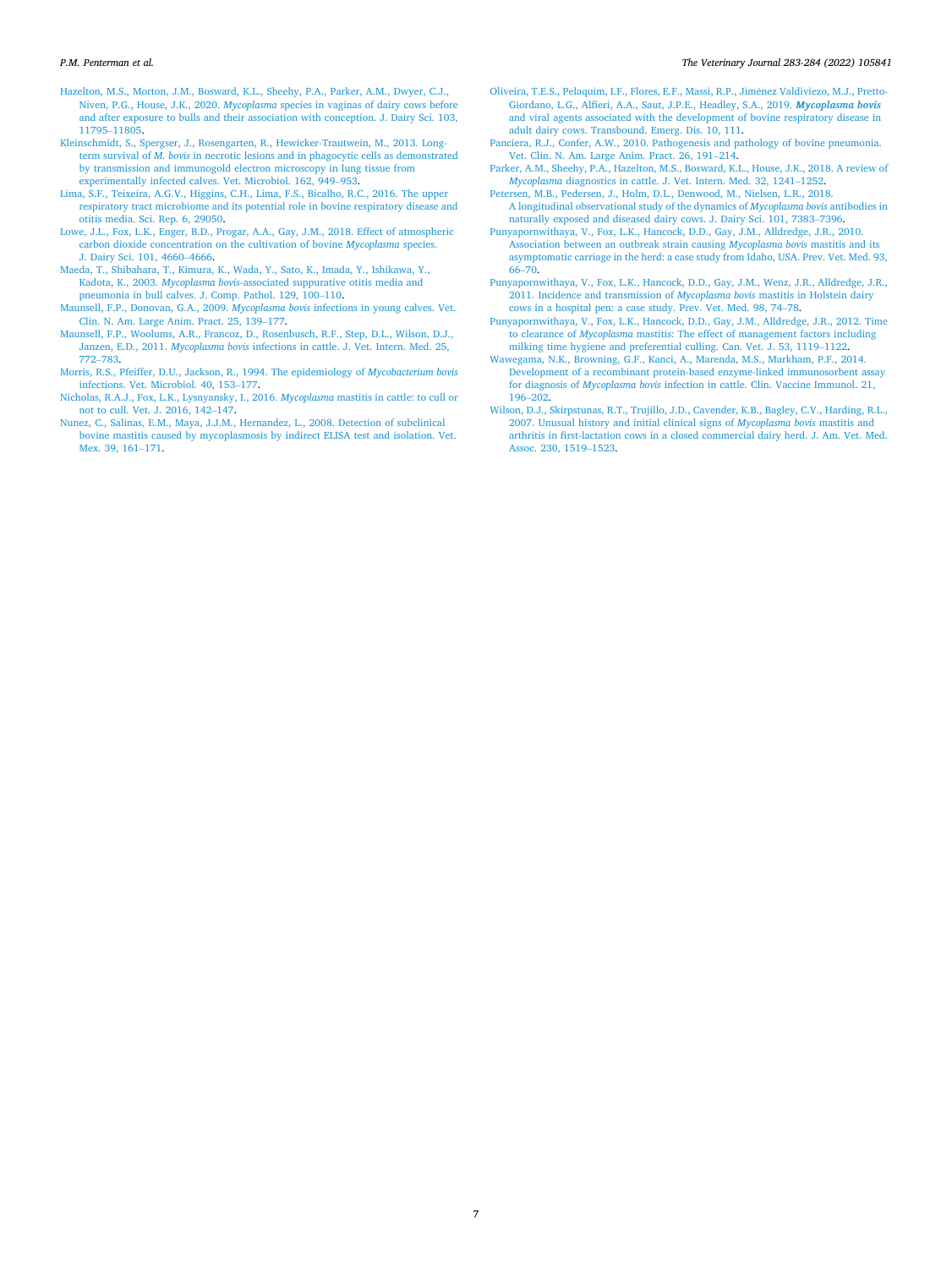Hazelton, M.S., Morton, J.M., Bosward, K.L., Sheehy, P.A., Parker, A.M., Dwyer, C.J., Niven, P.G., House, J.K., 2020. *Mycoplasma* species in vaginas of dairy cows before and after exposure to bulls and their association with conception. J. Dairy Sci. 103, 11795–11805.

Kleinschmidt, S., Spergser, J., Rosengarten, R., Hewicker-Trautwein, M., 2013. Long-term survival of *M. bovis* in necrotic lesions and in phagocytic cells as demonstrated by transmission and immunogold electron microscopy in lung tissue from experimentally infected calves. Vet. Microbiol. 162, 949–953.

Lima, S.F., Teixeira, A.G.V., Higgins, C.H., Lima, F.S., Bicalho, R.C., 2016. The upper respiratory tract microbiome and its potential role in bovine respiratory disease and otitis media. Sci. Rep. 6, 29050.

Lowe, J.L., Fox, L.K., Enger, B.D., Progar, A.A., Gay, J.M., 2018. Effect of atmospheric carbon dioxide concentration on the cultivation of bovine *Mycoplasma* species. J. Dairy Sci. 101, 4660–4666.

Maeda, T., Shibahara, T., Kimura, K., Wada, Y., Sato, K., Imada, Y., Ishikawa, Y., Kadota, K., 2003. *Mycoplasma bovis*-associated suppurative otitis media and pneumonia in bull calves. J. Comp. Pathol. 129, 100–110.

Maunsell, F.P., Donovan, G.A., 2009. *Mycoplasma bovis* infections in young calves. Vet. Clin. N. Am. Large Anim. Pract. 25, 139–177.

Maunsell, F.P., Woolums, A.R., Francoz, D., Rosenbusch, R.F., Step, D.L., Wilson, D.J., Janzen, E.D., 2011. *Mycoplasma bovis* infections in cattle. J. Vet. Intern. Med. 25, 772–783.

Morris, R.S., Pfeiffer, D.U., Jackson, R., 1994. The epidemiology of *Mycobacterium bovis* infections. Vet. Microbiol. 40, 153–177.

Nicholas, R.A.J., Fox, L.K., Lysnyansky, I., 2016. *Mycoplasma* mastitis in cattle: to cull or not to cull. Vet. J. 2016, 142–147.

Nunez, C., Salinas, E.M., Maya, J.J.M., Hernandez, L., 2008. Detection of subclinical bovine mastitis caused by mycoplasmosis by indirect ELISA test and isolation. Vet. Mex. 39, 161–171.

Oliveira, T.E.S., Pelaquim, I.F., Flores, E.F., Massi, R.P., Jiménez Valdiviezo, M.J., Pretto-Giordano, L.G., Alfieri, A.A., Saut, J.P.E., Headley, S.A., 2019. ***Mycoplasma bovis*** and viral agents associated with the development of bovine respiratory disease in adult dairy cows. Transbound. Emerg. Dis. 10, 111.

Panciera, R.J., Confer, A.W., 2010. Pathogenesis and pathology of bovine pneumonia. Vet. Clin. N. Am. Large Anim. Pract. 26, 191–214.

Parker, A.M., Sheehy, P.A., Hazelton, M.S., Bosward, K.L., House, J.K., 2018. A review of *Mycoplasma* diagnostics in cattle. J. Vet. Intern. Med. 32, 1241–1252.

Petersen, M.B., Pedersen, J., Holm, D.L., Denwood, M., Nielsen, L.R., 2018. A longitudinal observational study of the dynamics of *Mycoplasma bovis* antibodies in naturally exposed and diseased dairy cows. J. Dairy Sci. 101, 7383–7396.

Punyapornwithaya, V., Fox, L.K., Hancock, D.D., Gay, J.M., Alldredge, J.R., 2010. Association between an outbreak strain causing *Mycoplasma bovis* mastitis and its asymptomatic carriage in the herd: a case study from Idaho, USA. Prev. Vet. Med. 93, 66–70.

Punyapornwithaya, V., Fox, L.K., Hancock, D.D., Gay, J.M., Wenz, J.R., Alldredge, J.R., 2011. Incidence and transmission of *Mycoplasma bovis* mastitis in Holstein dairy cows in a hospital pen: a case study. Prev. Vet. Med. 98, 74–78.

Punyapornwithaya, V., Fox, L.K., Hancock, D.D., Gay, J.M., Alldredge, J.R., 2012. Time to clearance of *Mycoplasma* mastitis: The effect of management factors including milking time hygiene and preferential culling. Can. Vet. J. 53, 1119–1122.

Wawegama, N.K., Browning, G.F., Kanci, A., Marenda, M.S., Markham, P.F., 2014. Development of a recombinant protein-based enzyme-linked immunosorbent assay for diagnosis of *Mycoplasma bovis* infection in cattle. Clin. Vaccine Immunol. 21, 196–202.

Wilson, D.J., Skirpstunas, R.T., Trujillo, J.D., Cavender, K.B., Bagley, C.V., Harding, R.L., 2007. Unusual history and initial clinical signs of *Mycoplasma bovis* mastitis and arthritis in first-lactation cows in a closed commercial dairy herd. J. Am. Vet. Med. Assoc. 230, 1519–1523.